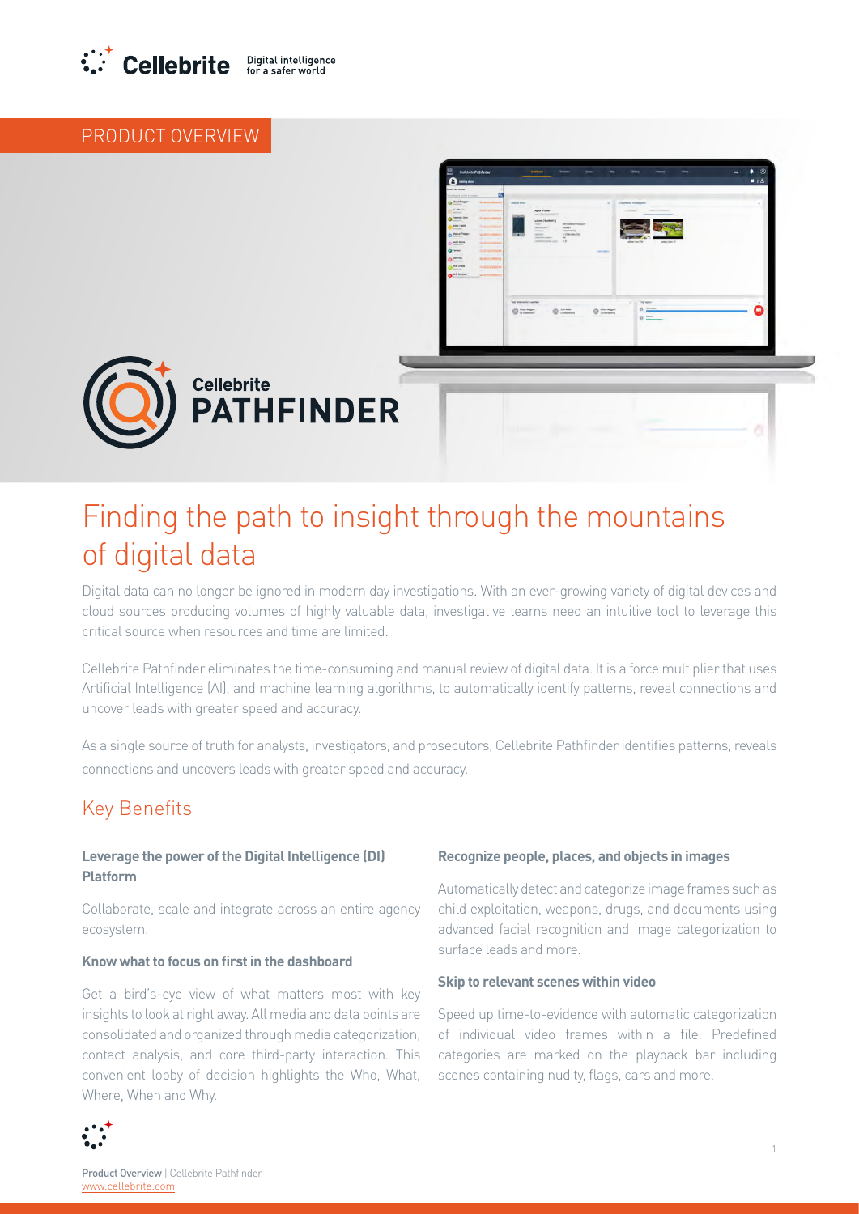Cellebrite Digital intelligence for a safer world

PRODUCT OVERVIEW

Cellebrite **PATHFINDER**

# Finding the path to insight through the mountains of digital data

Digital data can no longer be ignored in modern day investigations. With an ever-growing variety of digital devices and cloud sources producing volumes of highly valuable data, investigative teams need an intuitive tool to leverage this critical source when resources and time are limited.

Cellebrite Pathfinder eliminates the time-consuming and manual review of digital data. It is a force multiplier that uses Artificial Intelligence (AI), and machine learning algorithms, to automatically identify patterns, reveal connections and uncover leads with greater speed and accuracy.

As a single source of truth for analysts, investigators, and prosecutors, Cellebrite Pathfinder identifies patterns, reveals connections and uncovers leads with greater speed and accuracy.

## Key Benefits

### Leverage the power of the Digital Intelligence (DI) Platform

Collaborate, scale and integrate across an entire agency ecosystem.

### Know what to focus on first in the dashboard

Get a bird's-eye view of what matters most with key insights to look at right away. All media and data points are consolidated and organized through media categorization, contact analysis, and core third-party interaction. This convenient lobby of decision highlights the Who, What, Where, When and Why.

### Recognize people, places, and objects in images

Automatically detect and categorize image frames such as child exploitation, weapons, drugs, and documents using advanced facial recognition and image categorization to surface leads and more.

### Skip to relevant scenes within video

Speed up time-to-evidence with automatic categorization of individual video frames within a file. Predefined categories are marked on the playback bar including scenes containing nudity, flags, cars and more.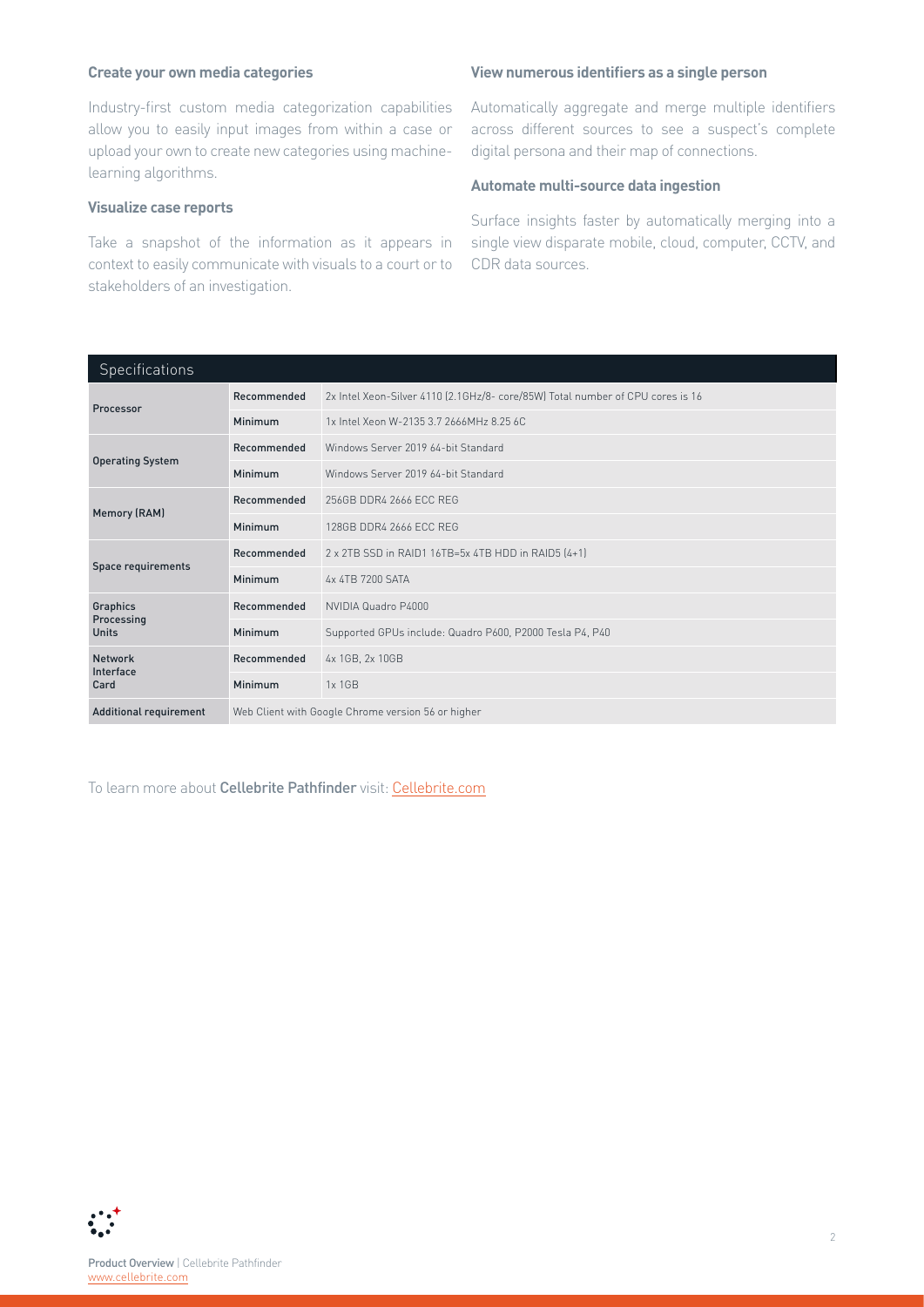### Create your own media categories

Industry-first custom media categorization capabilities allow you to easily input images from within a case or upload your own to create new categories using machine-learning algorithms.

### Visualize case reports

Take a snapshot of the information as it appears in context to easily communicate with visuals to a court or to stakeholders of an investigation.

### View numerous identifiers as a single person

Automatically aggregate and merge multiple identifiers across different sources to see a suspect's complete digital persona and their map of connections.

### Automate multi-source data ingestion

Surface insights faster by automatically merging into a single view disparate mobile, cloud, computer, CCTV, and CDR data sources.

| Specifications | | |
|---|---|---|
| Processor | Recommended | 2x Intel Xeon-Silver 4110 (2.1GHz/8- core/85W) Total number of CPU cores is 16 |
| | Minimum | 1x Intel Xeon W-2135 3.7 2666MHz 8.25 6C |
| Operating System | Recommended | Windows Server 2019 64-bit Standard |
| | Minimum | Windows Server 2019 64-bit Standard |
| Memory (RAM) | Recommended | 256GB DDR4 2666 ECC REG |
| | Minimum | 128GB DDR4 2666 ECC REG |
| Space requirements | Recommended | 2 x 2TB SSD in RAID1 16TB=5x 4TB HDD in RAID5 (4+1) |
| | Minimum | 4x 4TB 7200 SATA |
| Graphics Processing Units | Recommended | NVIDIA Quadro P4000 |
| | Minimum | Supported GPUs include: Quadro P600, P2000 Tesla P4, P40 |
| Network Interface Card | Recommended | 4x 1GB, 2x 10GB |
| | Minimum | 1x 1GB |
| Additional requirement | Web Client with Google Chrome version 56 or higher | |

To learn more about **Cellebrite Pathfinder** visit: [Cellebrite.com](https://www.cellebrite.com)